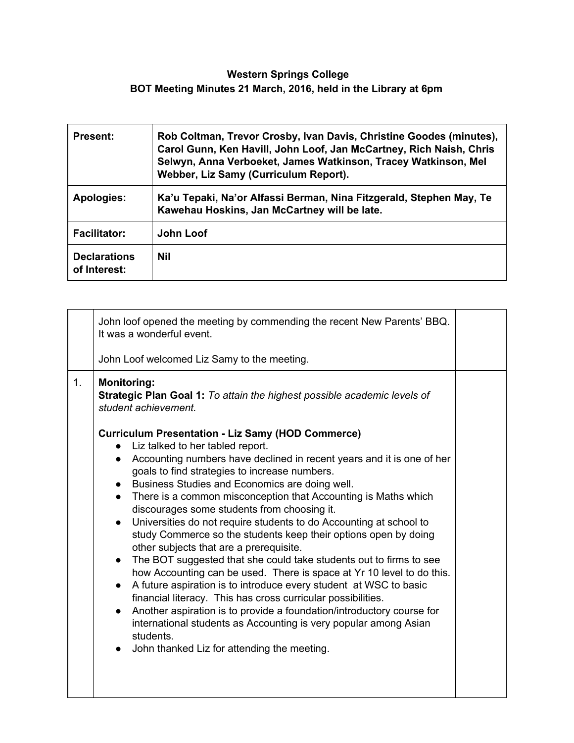**Western Springs College**
**BOT Meeting Minutes 21 March, 2016, held in the Library at 6pm**

| | |
|---|---|
| **Present:** | **Rob Coltman, Trevor Crosby, Ivan Davis, Christine Goodes (minutes), Carol Gunn, Ken Havill, John Loof, Jan McCartney, Rich Naish, Chris Selwyn, Anna Verboeket, James Watkinson, Tracey Watkinson, Mel Webber, Liz Samy (Curriculum Report).** |
| **Apologies:** | **Ka'u Tepaki, Na'or Alfassi Berman, Nina Fitzgerald, Stephen May, Te Kawehau Hoskins, Jan McCartney will be late.** |
| **Facilitator:** | **John Loof** |
| **Declarations of Interest:** | **Nil** |

| | | |
|---|---|---|
| | John loof opened the meeting by commending the recent New Parents' BBQ. It was a wonderful event.<br><br>John Loof welcomed Liz Samy to the meeting. | |
| 1. | **Monitoring:**<br>**Strategic Plan Goal 1:** *To attain the highest possible academic levels of student achievement.*<br><br>**Curriculum Presentation - Liz Samy (HOD Commerce)**<br>● Liz talked to her tabled report.<br>● Accounting numbers have declined in recent years and it is one of her goals to find strategies to increase numbers.<br>● Business Studies and Economics are doing well.<br>● There is a common misconception that Accounting is Maths which discourages some students from choosing it.<br>● Universities do not require students to do Accounting at school to study Commerce so the students keep their options open by doing other subjects that are a prerequisite.<br>● The BOT suggested that she could take students out to firms to see how Accounting can be used. There is space at Yr 10 level to do this.<br>● A future aspiration is to introduce every student at WSC to basic financial literacy. This has cross curricular possibilities.<br>● Another aspiration is to provide a foundation/introductory course for international students as Accounting is very popular among Asian students.<br>● John thanked Liz for attending the meeting. | |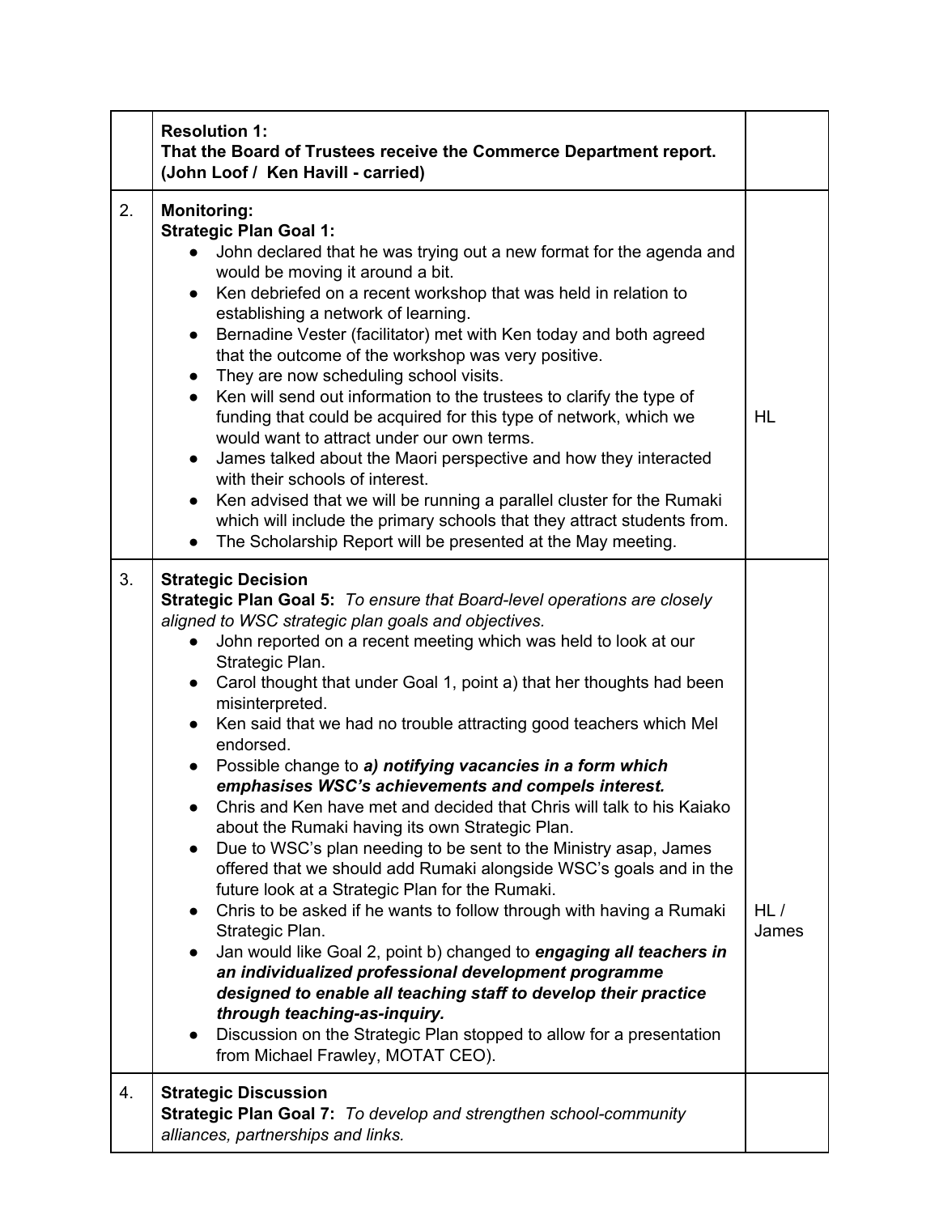| | | |
|---|---|---|
| | **Resolution 1:**<br>**That the Board of Trustees receive the Commerce Department report. (John Loof / Ken Havill - carried)** | |
| 2. | **Monitoring:**<br>**Strategic Plan Goal 1:**<br>• John declared that he was trying out a new format for the agenda and would be moving it around a bit.<br>• Ken debriefed on a recent workshop that was held in relation to establishing a network of learning.<br>• Bernadine Vester (facilitator) met with Ken today and both agreed that the outcome of the workshop was very positive.<br>• They are now scheduling school visits.<br>• Ken will send out information to the trustees to clarify the type of funding that could be acquired for this type of network, which we would want to attract under our own terms.<br>• James talked about the Maori perspective and how they interacted with their schools of interest.<br>• Ken advised that we will be running a parallel cluster for the Rumaki which will include the primary schools that they attract students from.<br>• The Scholarship Report will be presented at the May meeting. | HL |
| 3. | **Strategic Decision**<br>**Strategic Plan Goal 5:** *To ensure that Board-level operations are closely aligned to WSC strategic plan goals and objectives.*<br>• John reported on a recent meeting which was held to look at our Strategic Plan.<br>• Carol thought that under Goal 1, point a) that her thoughts had been misinterpreted.<br>• Ken said that we had no trouble attracting good teachers which Mel endorsed.<br>• Possible change to ***a) notifying vacancies in a form which emphasises WSC's achievements and compels interest.***<br>• Chris and Ken have met and decided that Chris will talk to his Kaiako about the Rumaki having its own Strategic Plan.<br>• Due to WSC's plan needing to be sent to the Ministry asap, James offered that we should add Rumaki alongside WSC's goals and in the future look at a Strategic Plan for the Rumaki.<br>• Chris to be asked if he wants to follow through with having a Rumaki Strategic Plan.<br>• Jan would like Goal 2, point b) changed to ***engaging all teachers in an individualized professional development programme designed to enable all teaching staff to develop their practice through teaching-as-inquiry.***<br>• Discussion on the Strategic Plan stopped to allow for a presentation from Michael Frawley, MOTAT CEO). | HL / James |
| 4. | **Strategic Discussion**<br>**Strategic Plan Goal 7:** *To develop and strengthen school-community alliances, partnerships and links.* | |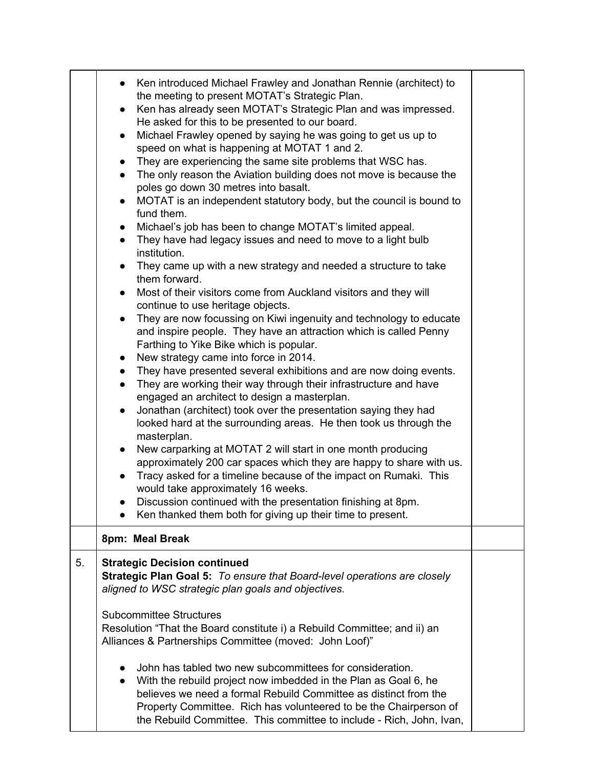| | | |
|---|---|---|
| | • Ken introduced Michael Frawley and Jonathan Rennie (architect) to the meeting to present MOTAT's Strategic Plan.<br>• Ken has already seen MOTAT's Strategic Plan and was impressed. He asked for this to be presented to our board.<br>• Michael Frawley opened by saying he was going to get us up to speed on what is happening at MOTAT 1 and 2.<br>• They are experiencing the same site problems that WSC has.<br>• The only reason the Aviation building does not move is because the poles go down 30 metres into basalt.<br>• MOTAT is an independent statutory body, but the council is bound to fund them.<br>• Michael's job has been to change MOTAT's limited appeal.<br>• They have had legacy issues and need to move to a light bulb institution.<br>• They came up with a new strategy and needed a structure to take them forward.<br>• Most of their visitors come from Auckland visitors and they will continue to use heritage objects.<br>• They are now focussing on Kiwi ingenuity and technology to educate and inspire people. They have an attraction which is called Penny Farthing to Yike Bike which is popular.<br>• New strategy came into force in 2014.<br>• They have presented several exhibitions and are now doing events.<br>• They are working their way through their infrastructure and have engaged an architect to design a masterplan.<br>• Jonathan (architect) took over the presentation saying they had looked hard at the surrounding areas. He then took us through the masterplan.<br>• New carparking at MOTAT 2 will start in one month producing approximately 200 car spaces which they are happy to share with us.<br>• Tracy asked for a timeline because of the impact on Rumaki. This would take approximately 16 weeks.<br>• Discussion continued with the presentation finishing at 8pm.<br>• Ken thanked them both for giving up their time to present. | |
| | **8pm: Meal Break** | |
| 5. | **Strategic Decision continued**<br>**Strategic Plan Goal 5:** *To ensure that Board-level operations are closely aligned to WSC strategic plan goals and objectives.*<br><br>Subcommittee Structures<br>Resolution "That the Board constitute i) a Rebuild Committee; and ii) an Alliances & Partnerships Committee (moved: John Loof)"<br><br>• John has tabled two new subcommittees for consideration.<br>• With the rebuild project now imbedded in the Plan as Goal 6, he believes we need a formal Rebuild Committee as distinct from the Property Committee. Rich has volunteered to be the Chairperson of the Rebuild Committee. This committee to include - Rich, John, Ivan, | |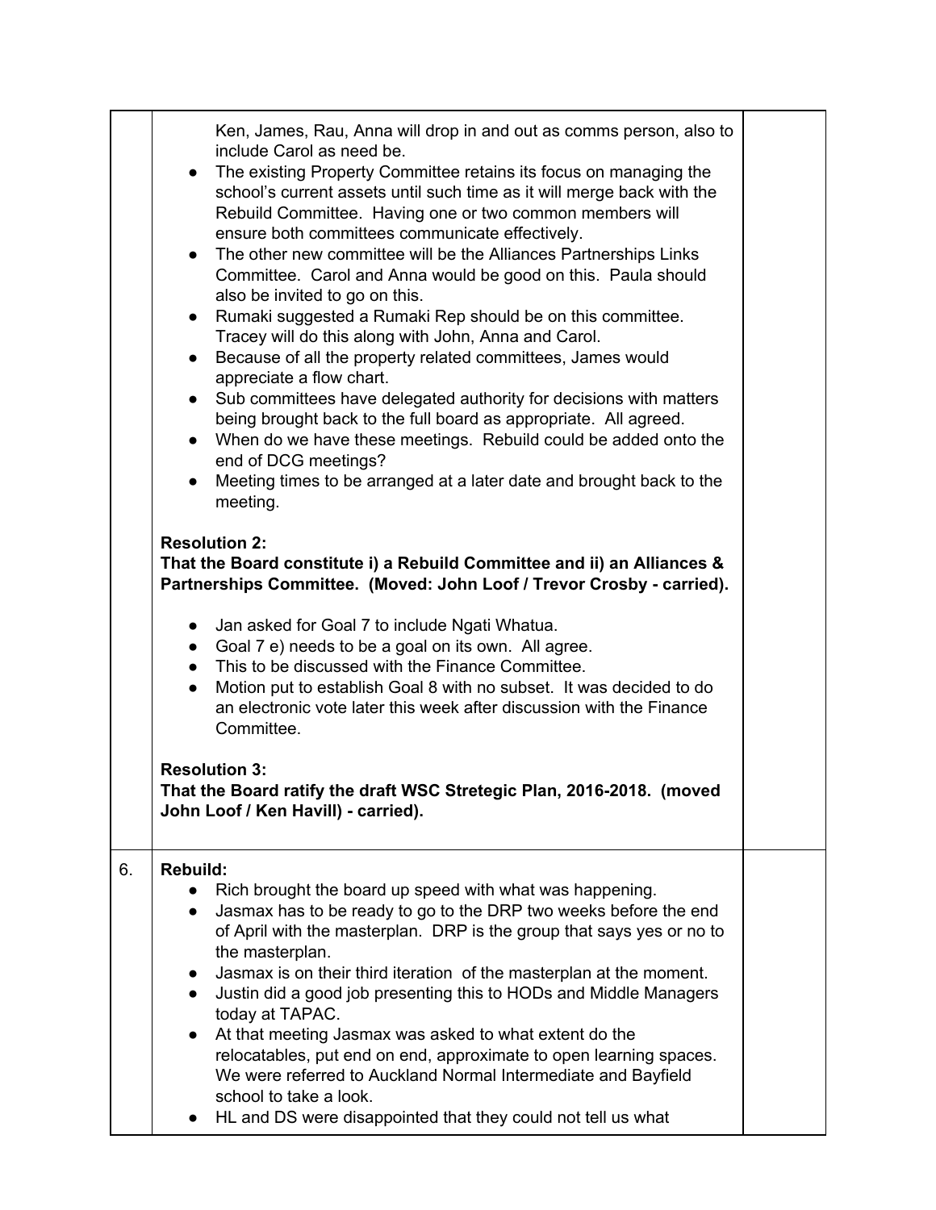| | | |
|---|---|---|
| | Ken, James, Rau, Anna will drop in and out as comms person, also to include Carol as need be.<br>● The existing Property Committee retains its focus on managing the school's current assets until such time as it will merge back with the Rebuild Committee. Having one or two common members will ensure both committees communicate effectively.<br>● The other new committee will be the Alliances Partnerships Links Committee. Carol and Anna would be good on this. Paula should also be invited to go on this.<br>● Rumaki suggested a Rumaki Rep should be on this committee. Tracey will do this along with John, Anna and Carol.<br>● Because of all the property related committees, James would appreciate a flow chart.<br>● Sub committees have delegated authority for decisions with matters being brought back to the full board as appropriate. All agreed.<br>● When do we have these meetings. Rebuild could be added onto the end of DCG meetings?<br>● Meeting times to be arranged at a later date and brought back to the meeting.<br><br>**Resolution 2:**<br>**That the Board constitute i) a Rebuild Committee and ii) an Alliances & Partnerships Committee. (Moved: John Loof / Trevor Crosby - carried).**<br><br>● Jan asked for Goal 7 to include Ngati Whatua.<br>● Goal 7 e) needs to be a goal on its own. All agree.<br>● This to be discussed with the Finance Committee.<br>● Motion put to establish Goal 8 with no subset. It was decided to do an electronic vote later this week after discussion with the Finance Committee.<br><br>**Resolution 3:**<br>**That the Board ratify the draft WSC Stretegic Plan, 2016-2018. (moved John Loof / Ken Havill) - carried).** | |
| 6. | **Rebuild:**<br>● Rich brought the board up speed with what was happening.<br>● Jasmax has to be ready to go to the DRP two weeks before the end of April with the masterplan. DRP is the group that says yes or no to the masterplan.<br>● Jasmax is on their third iteration of the masterplan at the moment.<br>● Justin did a good job presenting this to HODs and Middle Managers today at TAPAC.<br>● At that meeting Jasmax was asked to what extent do the relocatables, put end on end, approximate to open learning spaces. We were referred to Auckland Normal Intermediate and Bayfield school to take a look.<br>● HL and DS were disappointed that they could not tell us what | |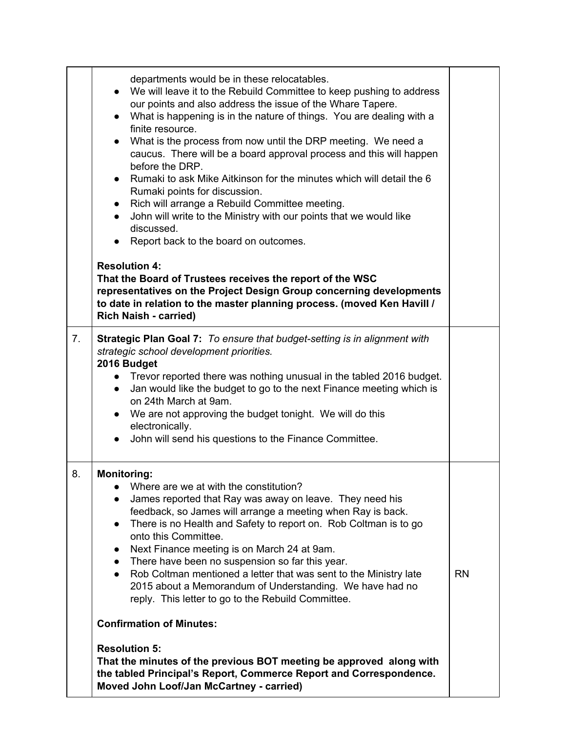| | | |
|---|---|---|
| | departments would be in these relocatables.<br>● We will leave it to the Rebuild Committee to keep pushing to address our points and also address the issue of the Whare Tapere.<br>● What is happening is in the nature of things. You are dealing with a finite resource.<br>● What is the process from now until the DRP meeting. We need a caucus. There will be a board approval process and this will happen before the DRP.<br>● Rumaki to ask Mike Aitkinson for the minutes which will detail the 6 Rumaki points for discussion.<br>● Rich will arrange a Rebuild Committee meeting.<br>● John will write to the Ministry with our points that we would like discussed.<br>● Report back to the board on outcomes.<br><br>**Resolution 4:**<br>**That the Board of Trustees receives the report of the WSC representatives on the Project Design Group concerning developments to date in relation to the master planning process. (moved Ken Havill / Rich Naish - carried)** | |
| 7. | **Strategic Plan Goal 7:** *To ensure that budget-setting is in alignment with strategic school development priorities.*<br>**2016 Budget**<br>● Trevor reported there was nothing unusual in the tabled 2016 budget.<br>● Jan would like the budget to go to the next Finance meeting which is on 24th March at 9am.<br>● We are not approving the budget tonight. We will do this electronically.<br>● John will send his questions to the Finance Committee. | |
| 8. | **Monitoring:**<br>● Where are we at with the constitution?<br>● James reported that Ray was away on leave. They need his feedback, so James will arrange a meeting when Ray is back.<br>● There is no Health and Safety to report on. Rob Coltman is to go onto this Committee.<br>● Next Finance meeting is on March 24 at 9am.<br>● There have been no suspension so far this year.<br>● Rob Coltman mentioned a letter that was sent to the Ministry late 2015 about a Memorandum of Understanding. We have had no reply. This letter to go to the Rebuild Committee.<br><br>**Confirmation of Minutes:**<br><br>**Resolution 5:**<br>**That the minutes of the previous BOT meeting be approved along with the tabled Principal's Report, Commerce Report and Correspondence. Moved John Loof/Jan McCartney - carried)** | RN |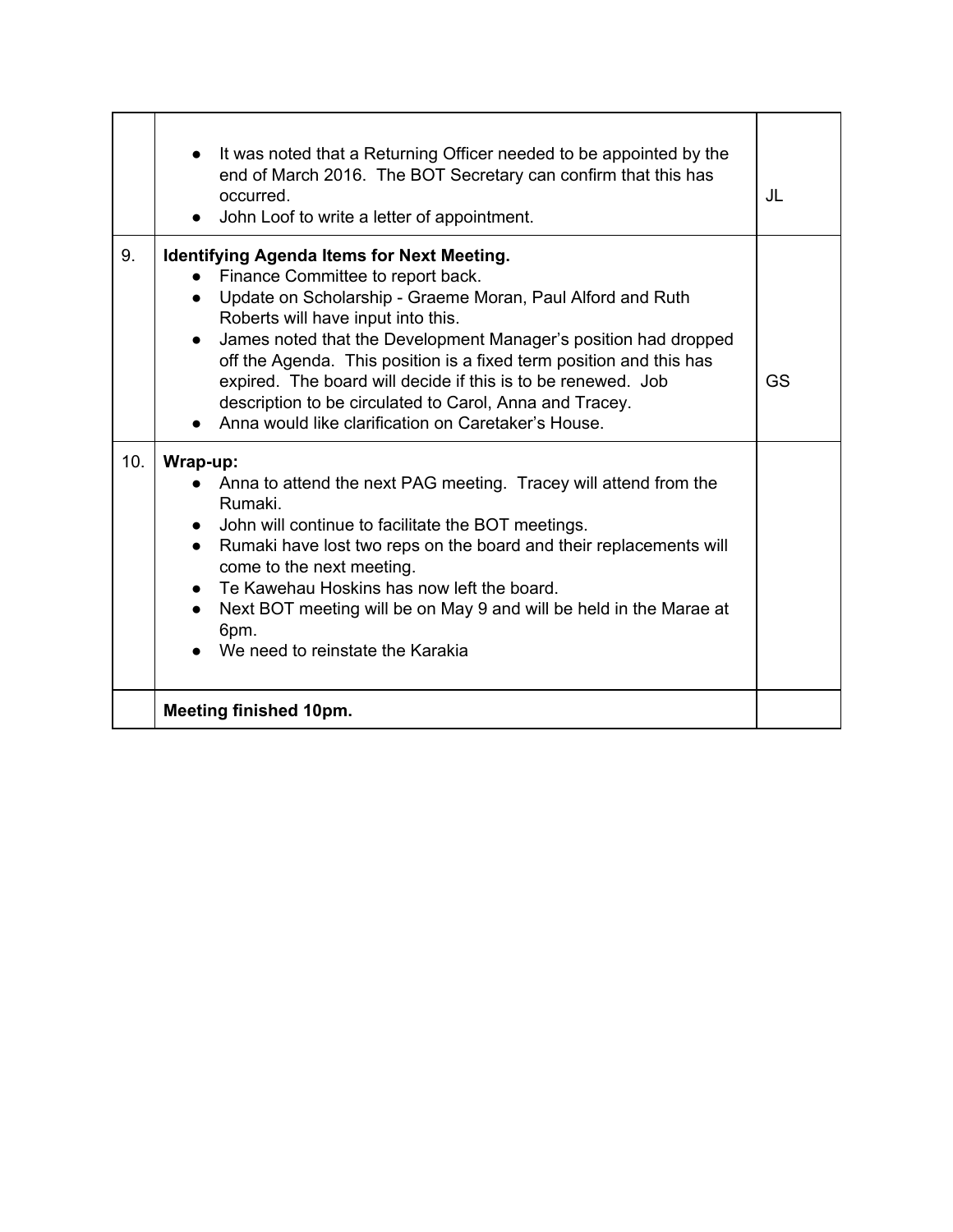| | | |
|---|---|---|
| | • It was noted that a Returning Officer needed to be appointed by the end of March 2016. The BOT Secretary can confirm that this has occurred.<br>• John Loof to write a letter of appointment. | JL |
| 9. | **Identifying Agenda Items for Next Meeting.**<br>• Finance Committee to report back.<br>• Update on Scholarship - Graeme Moran, Paul Alford and Ruth Roberts will have input into this.<br>• James noted that the Development Manager's position had dropped off the Agenda. This position is a fixed term position and this has expired. The board will decide if this is to be renewed. Job description to be circulated to Carol, Anna and Tracey.<br>• Anna would like clarification on Caretaker's House. | GS |
| 10. | **Wrap-up:**<br>• Anna to attend the next PAG meeting. Tracey will attend from the Rumaki.<br>• John will continue to facilitate the BOT meetings.<br>• Rumaki have lost two reps on the board and their replacements will come to the next meeting.<br>• Te Kawehau Hoskins has now left the board.<br>• Next BOT meeting will be on May 9 and will be held in the Marae at 6pm.<br>• We need to reinstate the Karakia | |
| | **Meeting finished 10pm.** | |